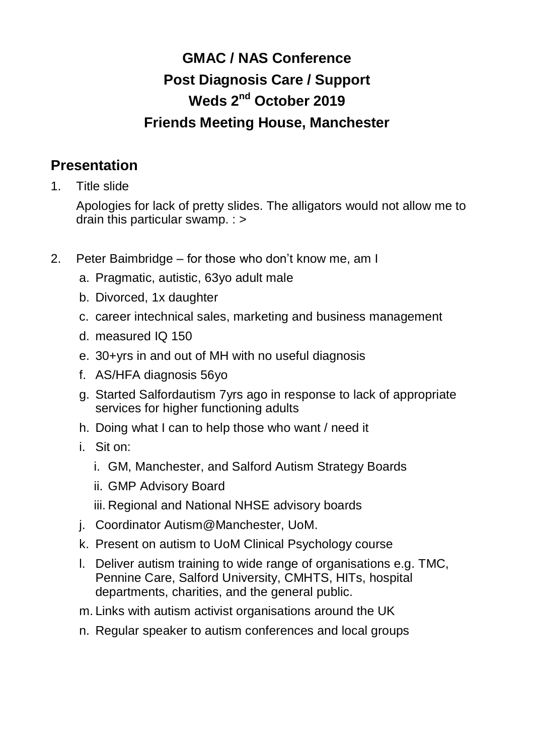# GMAC / NAS Conference
# Post Diagnosis Care / Support
# Weds 2nd October 2019
# Friends Meeting House, Manchester

## Presentation

1. Title slide

   Apologies for lack of pretty slides. The alligators would not allow me to drain this particular swamp. : >

2. Peter Baimbridge – for those who don't know me, am I
   a. Pragmatic, autistic, 63yo adult male
   b. Divorced, 1x daughter
   c. career intechnical sales, marketing and business management
   d. measured IQ 150
   e. 30+yrs in and out of MH with no useful diagnosis
   f. AS/HFA diagnosis 56yo
   g. Started Salfordautism 7yrs ago in response to lack of appropriate services for higher functioning adults
   h. Doing what I can to help those who want / need it
   i. Sit on:
      i. GM, Manchester, and Salford Autism Strategy Boards
      ii. GMP Advisory Board
      iii. Regional and National NHSE advisory boards
   j. Coordinator Autism@Manchester, UoM.
   k. Present on autism to UoM Clinical Psychology course
   l. Deliver autism training to wide range of organisations e.g. TMC, Pennine Care, Salford University, CMHTS, HITs, hospital departments, charities, and the general public.
   m. Links with autism activist organisations around the UK
   n. Regular speaker to autism conferences and local groups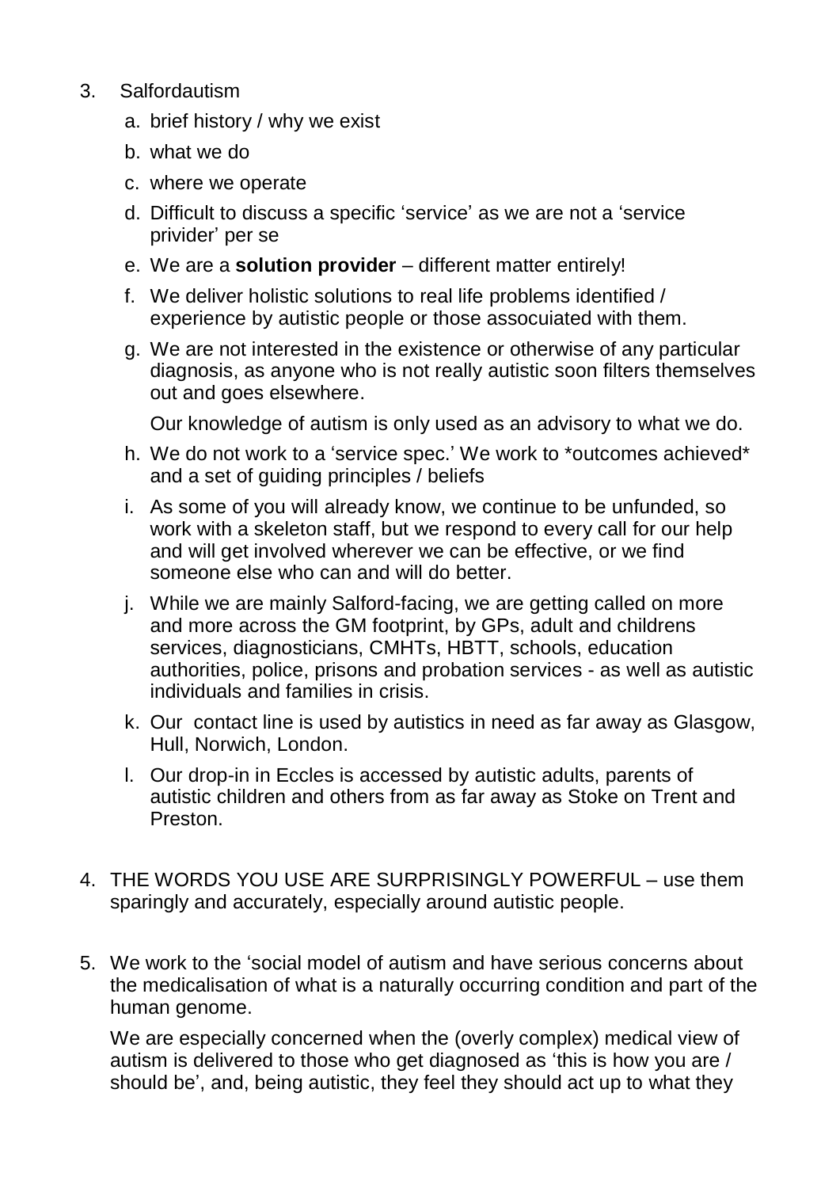3. Salfordautism
   a. brief history / why we exist
   b. what we do
   c. where we operate
   d. Difficult to discuss a specific 'service' as we are not a 'service privider' per se
   e. We are a **solution provider** – different matter entirely!
   f. We deliver holistic solutions to real life problems identified / experience by autistic people or those assocuiated with them.
   g. We are not interested in the existence or otherwise of any particular diagnosis, as anyone who is not really autistic soon filters themselves out and goes elsewhere.

      Our knowledge of autism is only used as an advisory to what we do.
   h. We do not work to a 'service spec.' We work to *outcomes achieved* and a set of guiding principles / beliefs
   i. As some of you will already know, we continue to be unfunded, so work with a skeleton staff, but we respond to every call for our help and will get involved wherever we can be effective, or we find someone else who can and will do better.
   j. While we are mainly Salford-facing, we are getting called on more and more across the GM footprint, by GPs, adult and childrens services, diagnosticians, CMHTs, HBTT, schools, education authorities, police, prisons and probation services - as well as autistic individuals and families in crisis.
   k. Our contact line is used by autistics in need as far away as Glasgow, Hull, Norwich, London.
   l. Our drop-in in Eccles is accessed by autistic adults, parents of autistic children and others from as far away as Stoke on Trent and Preston.

4. THE WORDS YOU USE ARE SURPRISINGLY POWERFUL – use them sparingly and accurately, especially around autistic people.

5. We work to the 'social model of autism and have serious concerns about the medicalisation of what is a naturally occurring condition and part of the human genome.

   We are especially concerned when the (overly complex) medical view of autism is delivered to those who get diagnosed as 'this is how you are / should be', and, being autistic, they feel they should act up to what they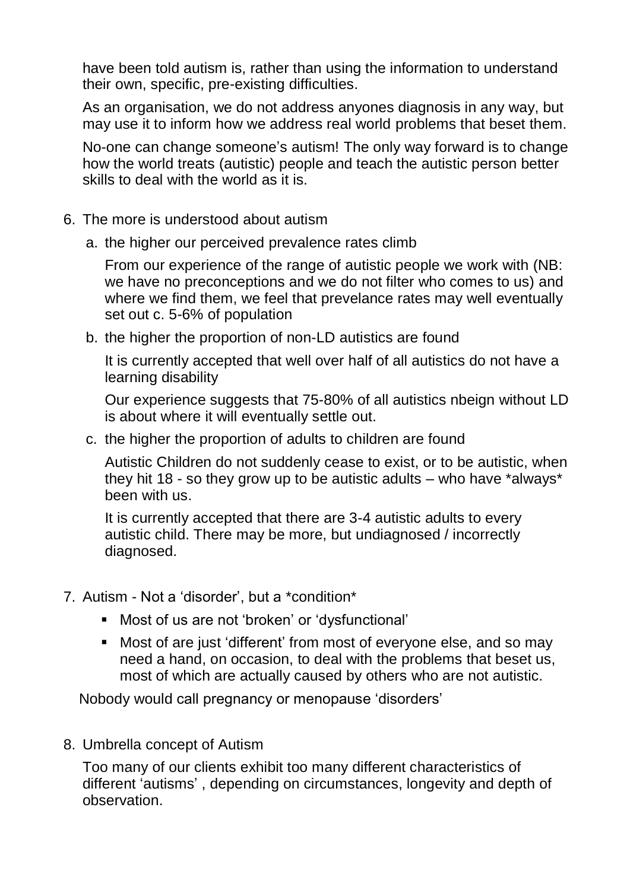have been told autism is, rather than using the information to understand their own, specific, pre-existing difficulties.

As an organisation, we do not address anyones diagnosis in any way, but may use it to inform how we address real world problems that beset them.

No-one can change someone's autism! The only way forward is to change how the world treats (autistic) people and teach the autistic person better skills to deal with the world as it is.

6. The more is understood about autism

   a. the higher our perceived prevalence rates climb

      From our experience of the range of autistic people we work with (NB: we have no preconceptions and we do not filter who comes to us) and where we find them, we feel that prevelance rates may well eventually set out c. 5-6% of population

   b. the higher the proportion of non-LD autistics are found

      It is currently accepted that well over half of all autistics do not have a learning disability

      Our experience suggests that 75-80% of all autistics nbeign without LD is about where it will eventually settle out.

   c. the higher the proportion of adults to children are found

      Autistic Children do not suddenly cease to exist, or to be autistic, when they hit 18 - so they grow up to be autistic adults – who have *always* been with us.

      It is currently accepted that there are 3-4 autistic adults to every autistic child. There may be more, but undiagnosed / incorrectly diagnosed.

7. Autism - Not a 'disorder', but a *condition*

   - Most of us are not 'broken' or 'dysfunctional'
   - Most of are just 'different' from most of everyone else, and so may need a hand, on occasion, to deal with the problems that beset us, most of which are actually caused by others who are not autistic.

   Nobody would call pregnancy or menopause 'disorders'

8. Umbrella concept of Autism

   Too many of our clients exhibit too many different characteristics of different 'autisms' , depending on circumstances, longevity and depth of observation.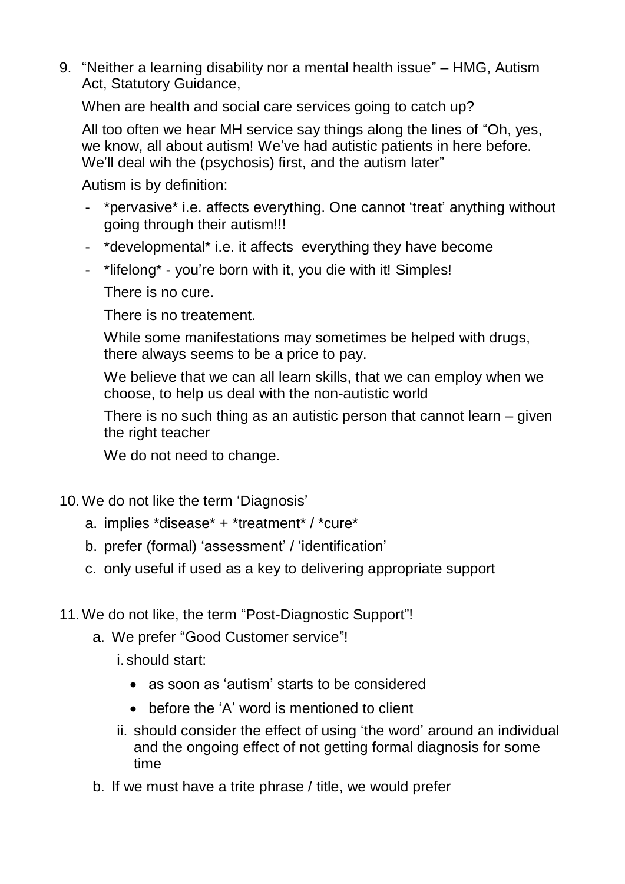9. "Neither a learning disability nor a mental health issue" – HMG, Autism Act, Statutory Guidance,

   When are health and social care services going to catch up?

   All too often we hear MH service say things along the lines of "Oh, yes, we know, all about autism! We've had autistic patients in here before. We'll deal wih the (psychosis) first, and the autism later"

   Autism is by definition:

   - *pervasive* i.e. affects everything. One cannot 'treat' anything without going through their autism!!!
   - *developmental* i.e. it affects everything they have become
   - *lifelong* - you're born with it, you die with it! Simples!

     There is no cure.

     There is no treatement.

     While some manifestations may sometimes be helped with drugs, there always seems to be a price to pay.

     We believe that we can all learn skills, that we can employ when we choose, to help us deal with the non-autistic world

     There is no such thing as an autistic person that cannot learn – given the right teacher

     We do not need to change.

10. We do not like the term 'Diagnosis'
    a. implies *disease* + *treatment* / *cure*
    b. prefer (formal) 'assessment' / 'identification'
    c. only useful if used as a key to delivering appropriate support

11. We do not like, the term "Post-Diagnostic Support"!
    a. We prefer "Good Customer service"!
       i. should start:
          - as soon as 'autism' starts to be considered
          - before the 'A' word is mentioned to client
       ii. should consider the effect of using 'the word' around an individual and the ongoing effect of not getting formal diagnosis for some time
    b. If we must have a trite phrase / title, we would prefer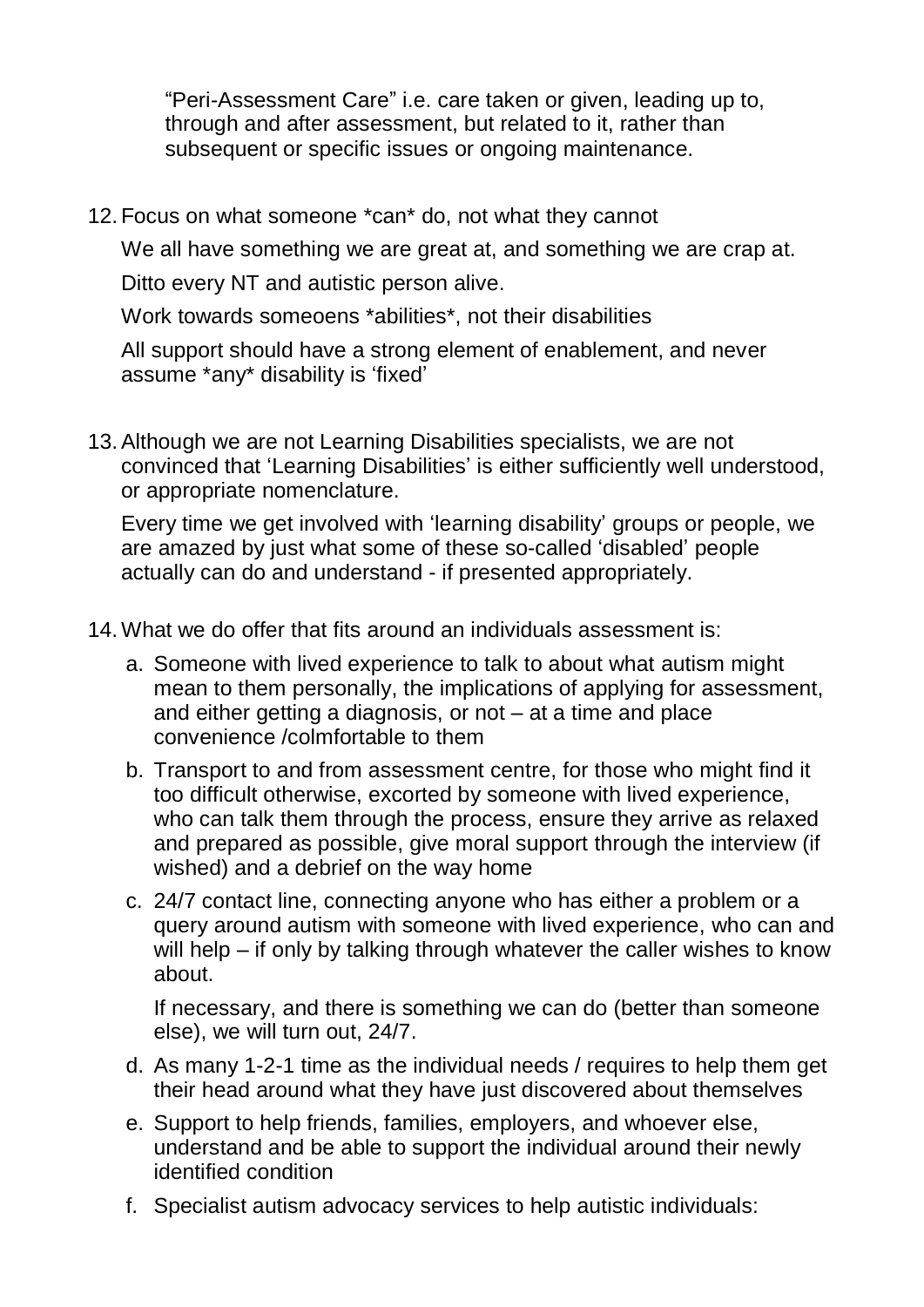"Peri-Assessment Care" i.e. care taken or given, leading up to, through and after assessment, but related to it, rather than subsequent or specific issues or ongoing maintenance.

12. Focus on what someone *can* do, not what they cannot

    We all have something we are great at, and something we are crap at.

    Ditto every NT and autistic person alive.

    Work towards someoens *abilities*, not their disabilities

    All support should have a strong element of enablement, and never assume *any* disability is 'fixed'

13. Although we are not Learning Disabilities specialists, we are not convinced that 'Learning Disabilities' is either sufficiently well understood, or appropriate nomenclature.

    Every time we get involved with 'learning disability' groups or people, we are amazed by just what some of these so-called 'disabled' people actually can do and understand - if presented appropriately.

14. What we do offer that fits around an individuals assessment is:

    a. Someone with lived experience to talk to about what autism might mean to them personally, the implications of applying for assessment, and either getting a diagnosis, or not – at a time and place convenience /colmfortable to them

    b. Transport to and from assessment centre, for those who might find it too difficult otherwise, excorted by someone with lived experience, who can talk them through the process, ensure they arrive as relaxed and prepared as possible, give moral support through the interview (if wished) and a debrief on the way home

    c. 24/7 contact line, connecting anyone who has either a problem or a query around autism with someone with lived experience, who can and will help – if only by talking through whatever the caller wishes to know about.

       If necessary, and there is something we can do (better than someone else), we will turn out, 24/7.

    d. As many 1-2-1 time as the individual needs / requires to help them get their head around what they have just discovered about themselves

    e. Support to help friends, families, employers, and whoever else, understand and be able to support the individual around their newly identified condition

    f. Specialist autism advocacy services to help autistic individuals: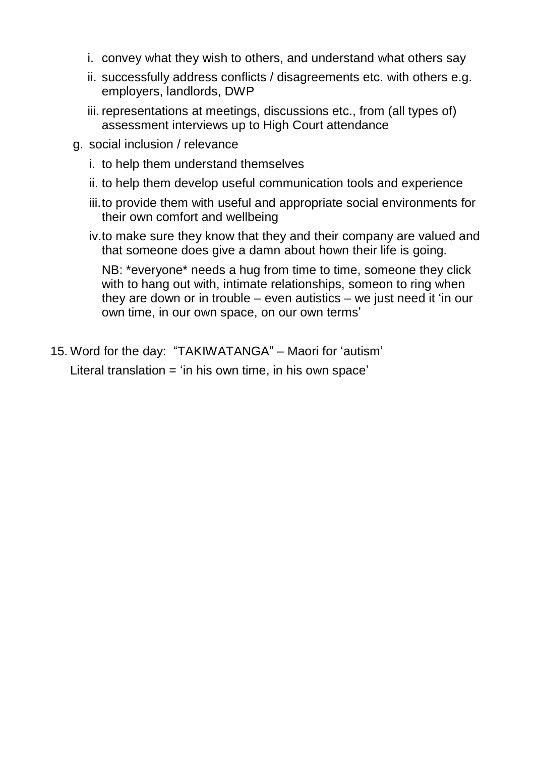i. convey what they wish to others, and understand what others say
   ii. successfully address conflicts / disagreements etc. with others e.g. employers, landlords, DWP
   iii. representations at meetings, discussions etc., from (all types of) assessment interviews up to High Court attendance

g. social inclusion / relevance
   i. to help them understand themselves
   ii. to help them develop useful communication tools and experience
   iii. to provide them with useful and appropriate social environments for their own comfort and wellbeing
   iv. to make sure they know that they and their company are valued and that someone does give a damn about hown their life is going.

   NB: *everyone* needs a hug from time to time, someone they click with to hang out with, intimate relationships, someon to ring when they are down or in trouble – even autistics – we just need it 'in our own time, in our own space, on our own terms'

15. Word for the day: "TAKIWATANGA" – Maori for 'autism'

    Literal translation = 'in his own time, in his own space'